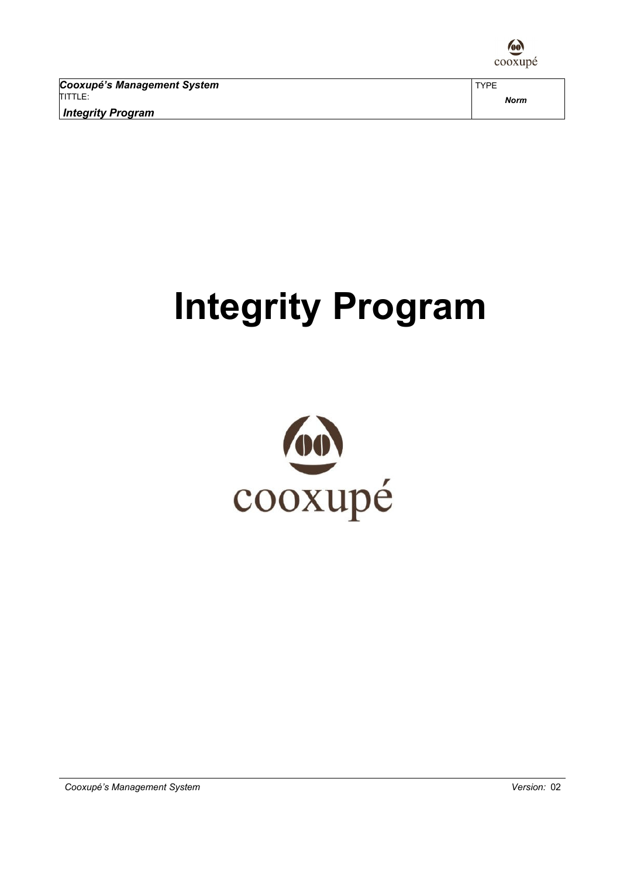| *Cooxupé's Management System* | TYPE |
| --- | --- |
| TITTLE: *Integrity Program* | *Norm* |

# Integrity Program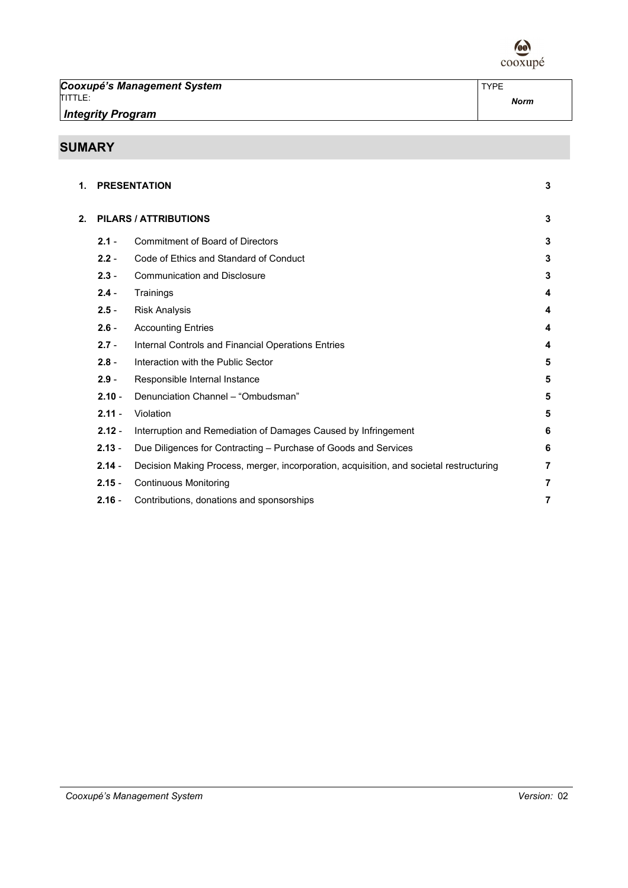| *Cooxupé's Management System* | TYPE |
|---|---|
| TITTLE: | ***Norm*** |
| ***Integrity Program*** | |

## SUMARY

| | | | |
|---|---|---|---|
| **1.** | **PRESENTATION** | | **3** |
| **2.** | **PILARS / ATTRIBUTIONS** | | **3** |
| | **2.1** - | Commitment of Board of Directors | **3** |
| | **2.2** - | Code of Ethics and Standard of Conduct | **3** |
| | **2.3** - | Communication and Disclosure | **3** |
| | **2.4** - | Trainings | **4** |
| | **2.5** - | Risk Analysis | **4** |
| | **2.6** - | Accounting Entries | **4** |
| | **2.7** - | Internal Controls and Financial Operations Entries | **4** |
| | **2.8** - | Interaction with the Public Sector | **5** |
| | **2.9** - | Responsible Internal Instance | **5** |
| | **2.10** - | Denunciation Channel – "Ombudsman" | **5** |
| | **2.11** - | Violation | **5** |
| | **2.12** - | Interruption and Remediation of Damages Caused by Infringement | **6** |
| | **2.13** - | Due Diligences for Contracting – Purchase of Goods and Services | **6** |
| | **2.14** - | Decision Making Process, merger, incorporation, acquisition, and societal restructuring | **7** |
| | **2.15** - | Continuous Monitoring | **7** |
| | **2.16** - | Contributions, donations and sponsorships | **7** |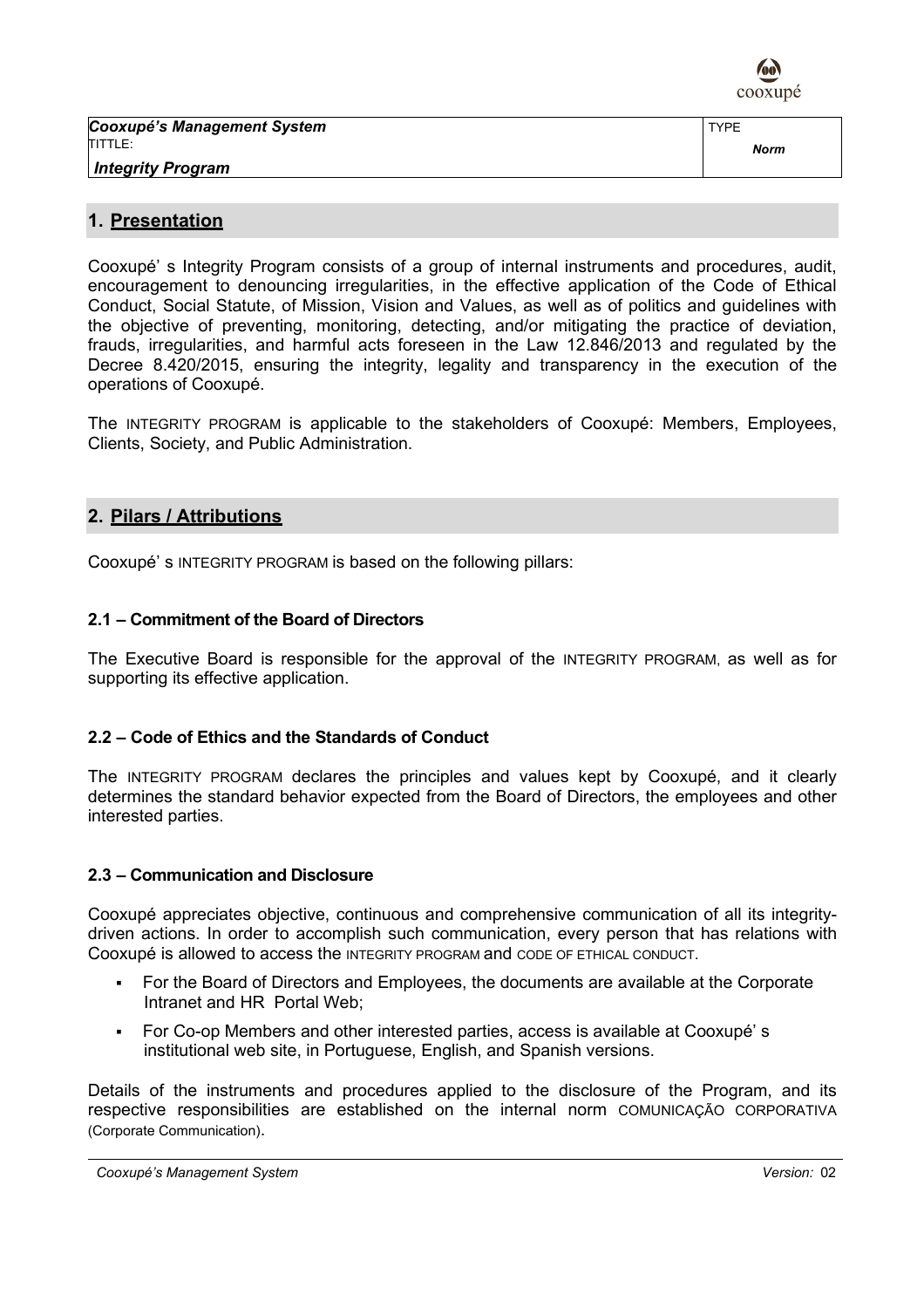| Cooxupé's Management System | TYPE |
| --- | --- |
| TITTLE: Integrity Program | Norm |

## 1. Presentation

Cooxupé' s Integrity Program consists of a group of internal instruments and procedures, audit, encouragement to denouncing irregularities, in the effective application of the Code of Ethical Conduct, Social Statute, of Mission, Vision and Values, as well as of politics and guidelines with the objective of preventing, monitoring, detecting, and/or mitigating the practice of deviation, frauds, irregularities, and harmful acts foreseen in the Law 12.846/2013 and regulated by the Decree 8.420/2015, ensuring the integrity, legality and transparency in the execution of the operations of Cooxupé.

The INTEGRITY PROGRAM is applicable to the stakeholders of Cooxupé: Members, Employees, Clients, Society, and Public Administration.

## 2. Pilars / Attributions

Cooxupé' s INTEGRITY PROGRAM is based on the following pillars:

### 2.1 – Commitment of the Board of Directors

The Executive Board is responsible for the approval of the INTEGRITY PROGRAM, as well as for supporting its effective application.

### 2.2 – Code of Ethics and the Standards of Conduct

The INTEGRITY PROGRAM declares the principles and values kept by Cooxupé, and it clearly determines the standard behavior expected from the Board of Directors, the employees and other interested parties.

### 2.3 – Communication and Disclosure

Cooxupé appreciates objective, continuous and comprehensive communication of all its integrity-driven actions. In order to accomplish such communication, every person that has relations with Cooxupé is allowed to access the INTEGRITY PROGRAM and CODE OF ETHICAL CONDUCT.

- For the Board of Directors and Employees, the documents are available at the Corporate Intranet and HR Portal Web;
- For Co-op Members and other interested parties, access is available at Cooxupé' s institutional web site, in Portuguese, English, and Spanish versions.

Details of the instruments and procedures applied to the disclosure of the Program, and its respective responsibilities are established on the internal norm COMUNICAÇÃO CORPORATIVA (Corporate Communication).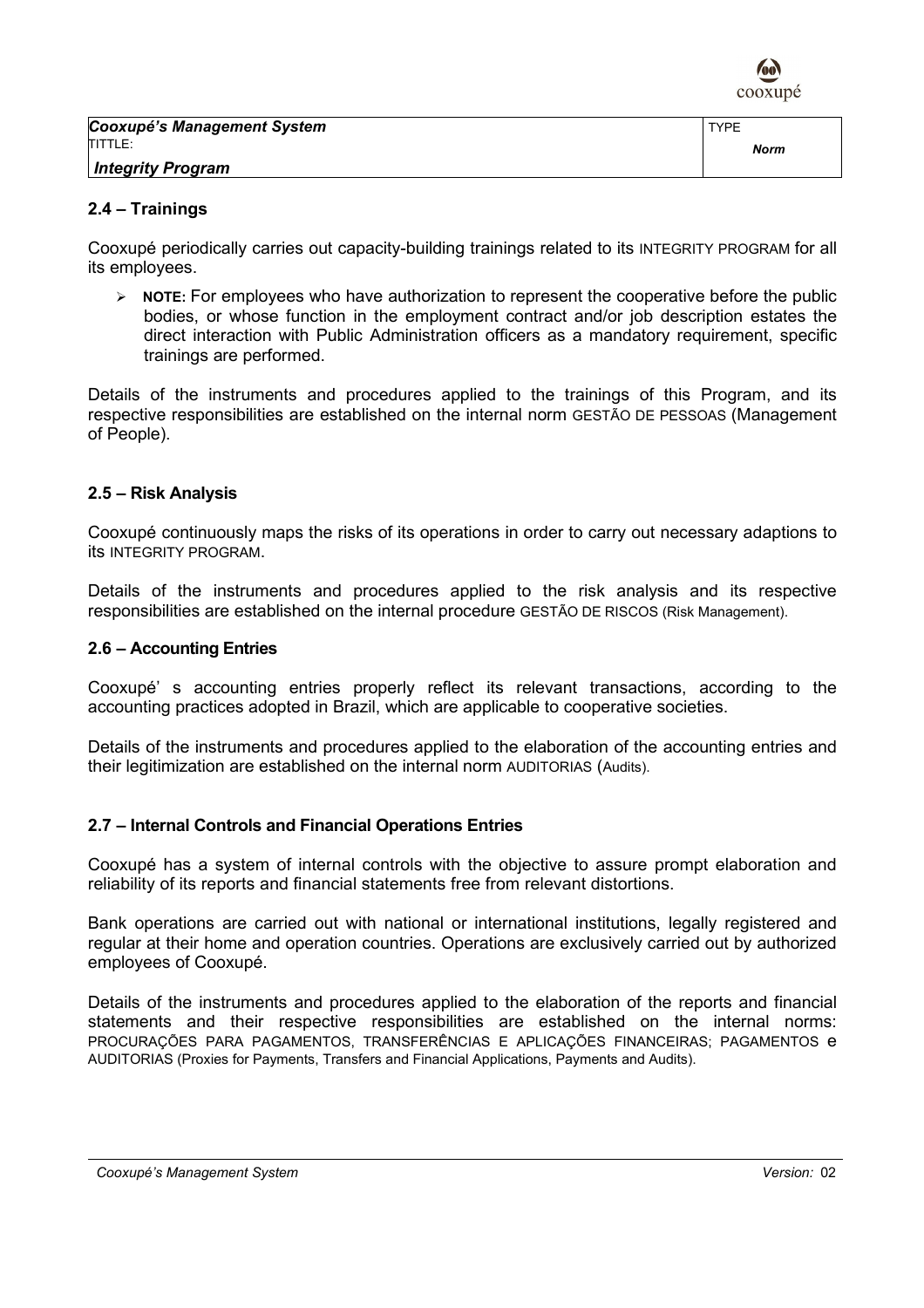## 2.4 – Trainings

Cooxupé periodically carries out capacity-building trainings related to its INTEGRITY PROGRAM for all its employees.

- **NOTE:** For employees who have authorization to represent the cooperative before the public bodies, or whose function in the employment contract and/or job description estates the direct interaction with Public Administration officers as a mandatory requirement, specific trainings are performed.

Details of the instruments and procedures applied to the trainings of this Program, and its respective responsibilities are established on the internal norm GESTÃO DE PESSOAS (Management of People).

## 2.5 – Risk Analysis

Cooxupé continuously maps the risks of its operations in order to carry out necessary adaptions to its INTEGRITY PROGRAM.

Details of the instruments and procedures applied to the risk analysis and its respective responsibilities are established on the internal procedure GESTÃO DE RISCOS (Risk Management).

## 2.6 – Accounting Entries

Cooxupé' s accounting entries properly reflect its relevant transactions, according to the accounting practices adopted in Brazil, which are applicable to cooperative societies.

Details of the instruments and procedures applied to the elaboration of the accounting entries and their legitimization are established on the internal norm AUDITORIAS (Audits).

## 2.7 – Internal Controls and Financial Operations Entries

Cooxupé has a system of internal controls with the objective to assure prompt elaboration and reliability of its reports and financial statements free from relevant distortions.

Bank operations are carried out with national or international institutions, legally registered and regular at their home and operation countries. Operations are exclusively carried out by authorized employees of Cooxupé.

Details of the instruments and procedures applied to the elaboration of the reports and financial statements and their respective responsibilities are established on the internal norms: PROCURAÇÕES PARA PAGAMENTOS, TRANSFERÊNCIAS E APLICAÇÕES FINANCEIRAS; PAGAMENTOS e AUDITORIAS (Proxies for Payments, Transfers and Financial Applications, Payments and Audits).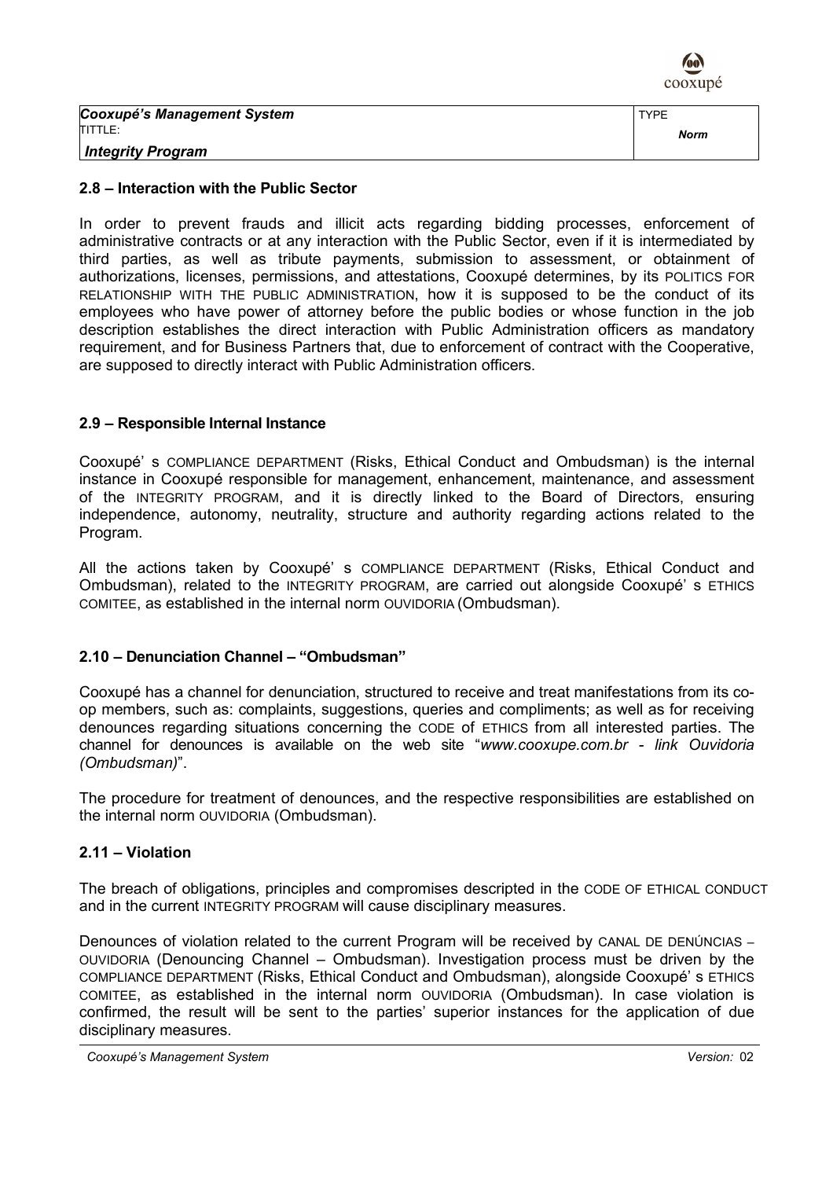### 2.8 – Interaction with the Public Sector

In order to prevent frauds and illicit acts regarding bidding processes, enforcement of administrative contracts or at any interaction with the Public Sector, even if it is intermediated by third parties, as well as tribute payments, submission to assessment, or obtainment of authorizations, licenses, permissions, and attestations, Cooxupé determines, by its POLITICS FOR RELATIONSHIP WITH THE PUBLIC ADMINISTRATION, how it is supposed to be the conduct of its employees who have power of attorney before the public bodies or whose function in the job description establishes the direct interaction with Public Administration officers as mandatory requirement, and for Business Partners that, due to enforcement of contract with the Cooperative, are supposed to directly interact with Public Administration officers.

### 2.9 – Responsible Internal Instance

Cooxupé' s COMPLIANCE DEPARTMENT (Risks, Ethical Conduct and Ombudsman) is the internal instance in Cooxupé responsible for management, enhancement, maintenance, and assessment of the INTEGRITY PROGRAM, and it is directly linked to the Board of Directors, ensuring independence, autonomy, neutrality, structure and authority regarding actions related to the Program.

All the actions taken by Cooxupé' s COMPLIANCE DEPARTMENT (Risks, Ethical Conduct and Ombudsman), related to the INTEGRITY PROGRAM, are carried out alongside Cooxupé' s ETHICS COMITEE, as established in the internal norm OUVIDORIA (Ombudsman).

### 2.10 – Denunciation Channel – "Ombudsman"

Cooxupé has a channel for denunciation, structured to receive and treat manifestations from its co-op members, such as: complaints, suggestions, queries and compliments; as well as for receiving denounces regarding situations concerning the CODE of ETHICS from all interested parties. The channel for denounces is available on the web site "*www.cooxupe.com.br - link Ouvidoria (Ombudsman)*".

The procedure for treatment of denounces, and the respective responsibilities are established on the internal norm OUVIDORIA (Ombudsman).

### 2.11 – Violation

The breach of obligations, principles and compromises descripted in the CODE OF ETHICAL CONDUCT and in the current INTEGRITY PROGRAM will cause disciplinary measures.

Denounces of violation related to the current Program will be received by CANAL DE DENÚNCIAS – OUVIDORIA (Denouncing Channel – Ombudsman). Investigation process must be driven by the COMPLIANCE DEPARTMENT (Risks, Ethical Conduct and Ombudsman), alongside Cooxupé' s ETHICS COMITEE, as established in the internal norm OUVIDORIA (Ombudsman). In case violation is confirmed, the result will be sent to the parties' superior instances for the application of due disciplinary measures.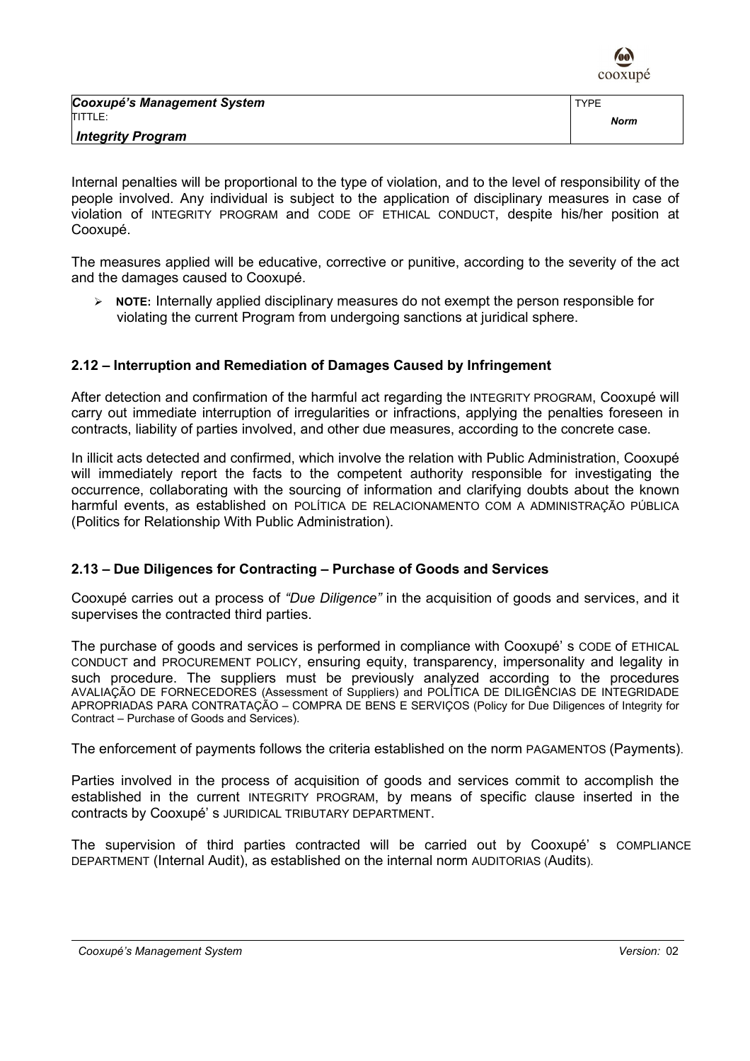Internal penalties will be proportional to the type of violation, and to the level of responsibility of the people involved. Any individual is subject to the application of disciplinary measures in case of violation of INTEGRITY PROGRAM and CODE OF ETHICAL CONDUCT, despite his/her position at Cooxupé.

The measures applied will be educative, corrective or punitive, according to the severity of the act and the damages caused to Cooxupé.

- **NOTE:** Internally applied disciplinary measures do not exempt the person responsible for violating the current Program from undergoing sanctions at juridical sphere.

### 2.12 – Interruption and Remediation of Damages Caused by Infringement

After detection and confirmation of the harmful act regarding the INTEGRITY PROGRAM, Cooxupé will carry out immediate interruption of irregularities or infractions, applying the penalties foreseen in contracts, liability of parties involved, and other due measures, according to the concrete case.

In illicit acts detected and confirmed, which involve the relation with Public Administration, Cooxupé will immediately report the facts to the competent authority responsible for investigating the occurrence, collaborating with the sourcing of information and clarifying doubts about the known harmful events, as established on POLÍTICA DE RELACIONAMENTO COM A ADMINISTRAÇÃO PÚBLICA (Politics for Relationship With Public Administration).

### 2.13 – Due Diligences for Contracting – Purchase of Goods and Services

Cooxupé carries out a process of *"Due Diligence"* in the acquisition of goods and services, and it supervises the contracted third parties.

The purchase of goods and services is performed in compliance with Cooxupé' s CODE of ETHICAL CONDUCT and PROCUREMENT POLICY, ensuring equity, transparency, impersonality and legality in such procedure. The suppliers must be previously analyzed according to the procedures AVALIAÇÃO DE FORNECEDORES (Assessment of Suppliers) and POLÍTICA DE DILIGÊNCIAS DE INTEGRIDADE APROPRIADAS PARA CONTRATAÇÃO – COMPRA DE BENS E SERVIÇOS (Policy for Due Diligences of Integrity for Contract – Purchase of Goods and Services).

The enforcement of payments follows the criteria established on the norm PAGAMENTOS (Payments).

Parties involved in the process of acquisition of goods and services commit to accomplish the established in the current INTEGRITY PROGRAM, by means of specific clause inserted in the contracts by Cooxupé' s JURIDICAL TRIBUTARY DEPARTMENT.

The supervision of third parties contracted will be carried out by Cooxupé' s COMPLIANCE DEPARTMENT (Internal Audit), as established on the internal norm AUDITORIAS (Audits).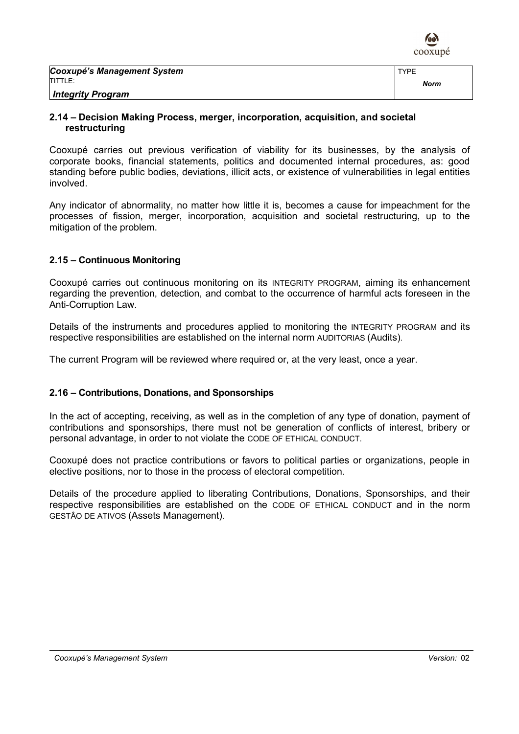## 2.14 – Decision Making Process, merger, incorporation, acquisition, and societal restructuring

Cooxupé carries out previous verification of viability for its businesses, by the analysis of corporate books, financial statements, politics and documented internal procedures, as: good standing before public bodies, deviations, illicit acts, or existence of vulnerabilities in legal entities involved.

Any indicator of abnormality, no matter how little it is, becomes a cause for impeachment for the processes of fission, merger, incorporation, acquisition and societal restructuring, up to the mitigation of the problem.

## 2.15 – Continuous Monitoring

Cooxupé carries out continuous monitoring on its INTEGRITY PROGRAM, aiming its enhancement regarding the prevention, detection, and combat to the occurrence of harmful acts foreseen in the Anti-Corruption Law.

Details of the instruments and procedures applied to monitoring the INTEGRITY PROGRAM and its respective responsibilities are established on the internal norm AUDITORIAS (Audits).

The current Program will be reviewed where required or, at the very least, once a year.

## 2.16 – Contributions, Donations, and Sponsorships

In the act of accepting, receiving, as well as in the completion of any type of donation, payment of contributions and sponsorships, there must not be generation of conflicts of interest, bribery or personal advantage, in order to not violate the CODE OF ETHICAL CONDUCT.

Cooxupé does not practice contributions or favors to political parties or organizations, people in elective positions, nor to those in the process of electoral competition.

Details of the procedure applied to liberating Contributions, Donations, Sponsorships, and their respective responsibilities are established on the CODE OF ETHICAL CONDUCT and in the norm GESTÂO DE ATIVOS (Assets Management).